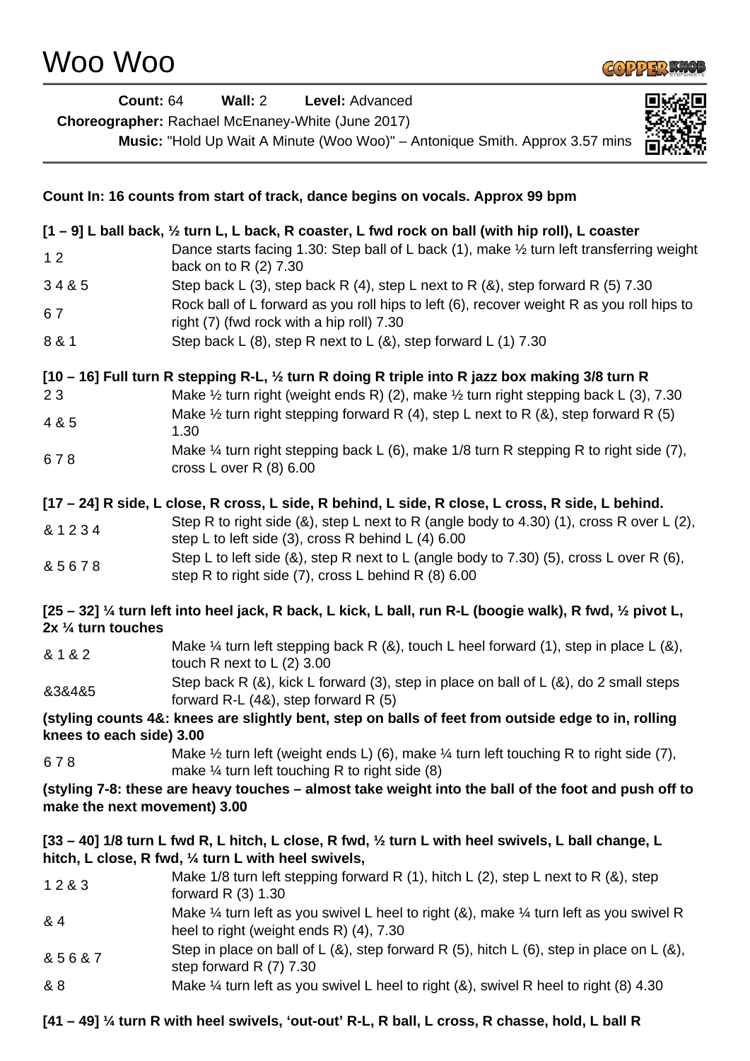# Woo Woo

**Count:** 64 **Wall:** 2 **Level:** Advanced

**Choreographer:** Rachael McEnaney-White (June 2017)

**Music:** "Hold Up Wait A Minute (Woo Woo)" – Antonique Smith. Approx 3.57 mins

**Count In: 16 counts from start of track, dance begins on vocals. Approx 99 bpm**

**[1 – 9] L ball back, ½ turn L, L back, R coaster, L fwd rock on ball (with hip roll), L coaster**

| | |
|---|---|
| 1 2 | Dance starts facing 1.30: Step ball of L back (1), make ½ turn left transferring weight back on to R (2) 7.30 |
| 3 4 & 5 | Step back L (3), step back R (4), step L next to R (&), step forward R (5) 7.30 |
| 6 7 | Rock ball of L forward as you roll hips to left (6), recover weight R as you roll hips to right (7) (fwd rock with a hip roll) 7.30 |
| 8 & 1 | Step back L (8), step R next to L (&), step forward L (1) 7.30 |

**[10 – 16] Full turn R stepping R-L, ½ turn R doing R triple into R jazz box making 3/8 turn R**

| | |
|---|---|
| 2 3 | Make ½ turn right (weight ends R) (2), make ½ turn right stepping back L (3), 7.30 |
| 4 & 5 | Make ½ turn right stepping forward R (4), step L next to R (&), step forward R (5) 1.30 |
| 6 7 8 | Make ¼ turn right stepping back L (6), make 1/8 turn R stepping R to right side (7), cross L over R (8) 6.00 |

**[17 – 24] R side, L close, R cross, L side, R behind, L side, R close, L cross, R side, L behind.**

| | |
|---|---|
| & 1 2 3 4 | Step R to right side (&), step L next to R (angle body to 4.30) (1), cross R over L (2), step L to left side (3), cross R behind L (4) 6.00 |
| & 5 6 7 8 | Step L to left side (&), step R next to L (angle body to 7.30) (5), cross L over R (6), step R to right side (7), cross L behind R (8) 6.00 |

**[25 – 32] ¼ turn left into heel jack, R back, L kick, L ball, run R-L (boogie walk), R fwd, ½ pivot L, 2x ¼ turn touches**

| | |
|---|---|
| & 1 & 2 | Make ¼ turn left stepping back R (&), touch L heel forward (1), step in place L (&), touch R next to L (2) 3.00 |
| &3&4&5 | Step back R (&), kick L forward (3), step in place on ball of L (&), do 2 small steps forward R-L (4&), step forward R (5) |

**(styling counts 4&: knees are slightly bent, step on balls of feet from outside edge to in, rolling knees to each side) 3.00**

| | |
|---|---|
| 6 7 8 | Make ½ turn left (weight ends L) (6), make ¼ turn left touching R to right side (7), make ¼ turn left touching R to right side (8) |

**(styling 7-8: these are heavy touches – almost take weight into the ball of the foot and push off to make the next movement) 3.00**

**[33 – 40] 1/8 turn L fwd R, L hitch, L close, R fwd, ½ turn L with heel swivels, L ball change, L hitch, L close, R fwd, ¼ turn L with heel swivels,**

| | |
|---|---|
| 1 2 & 3 | Make 1/8 turn left stepping forward R (1), hitch L (2), step L next to R (&), step forward R (3) 1.30 |
| & 4 | Make ¼ turn left as you swivel L heel to right (&), make ¼ turn left as you swivel R heel to right (weight ends R) (4), 7.30 |
| & 5 6 & 7 | Step in place on ball of L (&), step forward R (5), hitch L (6), step in place on L (&), step forward R (7) 7.30 |
| & 8 | Make ¼ turn left as you swivel L heel to right (&), swivel R heel to right (8) 4.30 |

**[41 – 49] ¼ turn R with heel swivels, 'out-out' R-L, R ball, L cross, R chasse, hold, L ball R**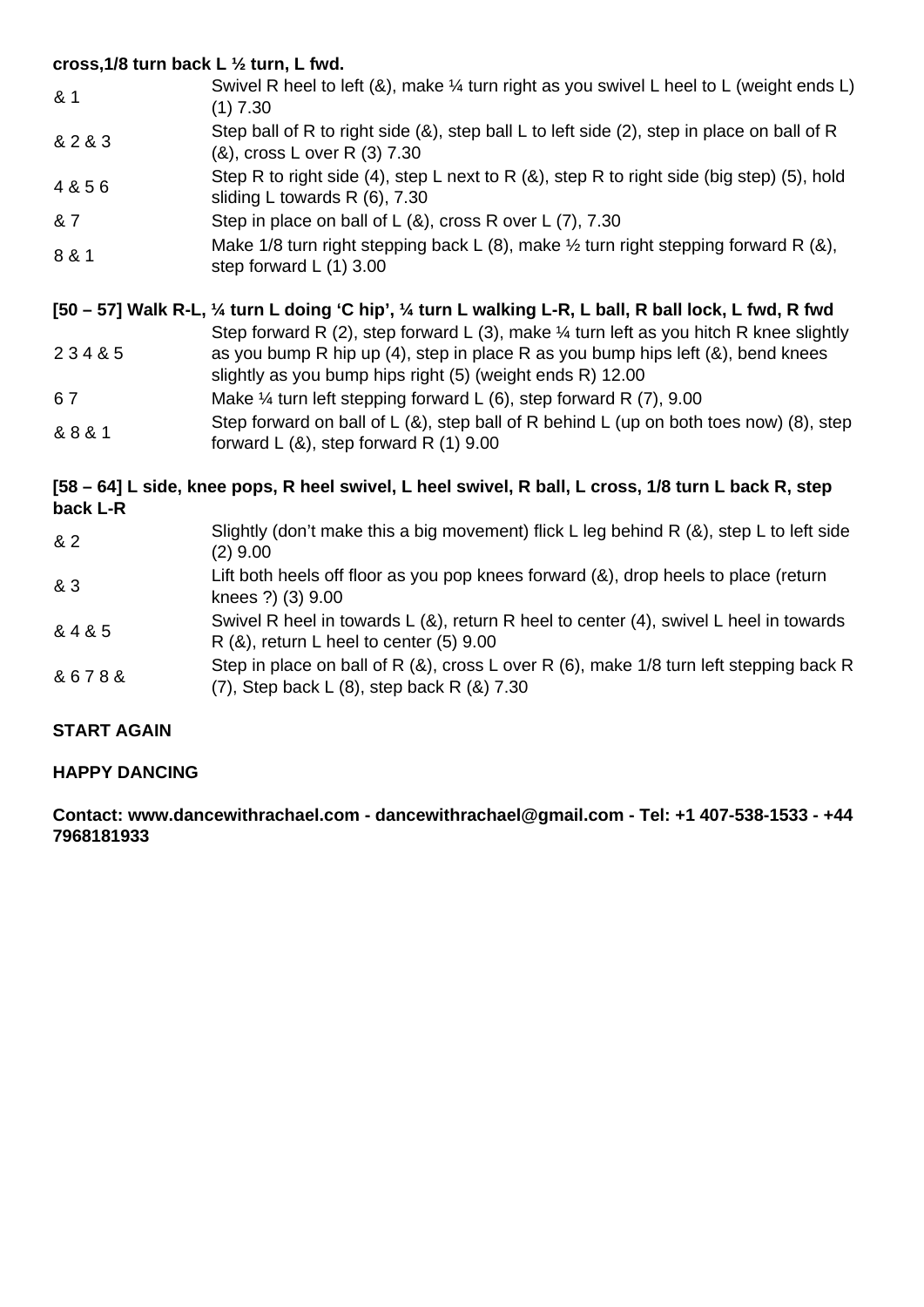**cross,1/8 turn back L ½ turn, L fwd.**

| | |
|---|---|
| & 1 | Swivel R heel to left (&), make ¼ turn right as you swivel L heel to L (weight ends L) (1) 7.30 |
| & 2 & 3 | Step ball of R to right side (&), step ball L to left side (2), step in place on ball of R (&), cross L over R (3) 7.30 |
| 4 & 5 6 | Step R to right side (4), step L next to R (&), step R to right side (big step) (5), hold sliding L towards R (6), 7.30 |
| & 7 | Step in place on ball of L (&), cross R over L (7), 7.30 |
| 8 & 1 | Make 1/8 turn right stepping back L (8), make ½ turn right stepping forward R (&), step forward L (1) 3.00 |

**[50 – 57] Walk R-L, ¼ turn L doing 'C hip', ¼ turn L walking L-R, L ball, R ball lock, L fwd, R fwd**

| | |
|---|---|
| 2 3 4 & 5 | Step forward R (2), step forward L (3), make ¼ turn left as you hitch R knee slightly as you bump R hip up (4), step in place R as you bump hips left (&), bend knees slightly as you bump hips right (5) (weight ends R) 12.00 |
| 6 7 | Make ¼ turn left stepping forward L (6), step forward R (7), 9.00 |
| & 8 & 1 | Step forward on ball of L (&), step ball of R behind L (up on both toes now) (8), step forward L (&), step forward R (1) 9.00 |

**[58 – 64] L side, knee pops, R heel swivel, L heel swivel, R ball, L cross, 1/8 turn L back R, step back L-R**

| | |
|---|---|
| & 2 | Slightly (don't make this a big movement) flick L leg behind R (&), step L to left side (2) 9.00 |
| & 3 | Lift both heels off floor as you pop knees forward (&), drop heels to place (return knees ?) (3) 9.00 |
| & 4 & 5 | Swivel R heel in towards L (&), return R heel to center (4), swivel L heel in towards R (&), return L heel to center (5) 9.00 |
| & 6 7 8 & | Step in place on ball of R (&), cross L over R (6), make 1/8 turn left stepping back R (7), Step back L (8), step back R (&) 7.30 |

**START AGAIN**

**HAPPY DANCING**

**Contact: www.dancewithrachael.com - dancewithrachael@gmail.com - Tel: +1 407-538-1533 - +44 7968181933**